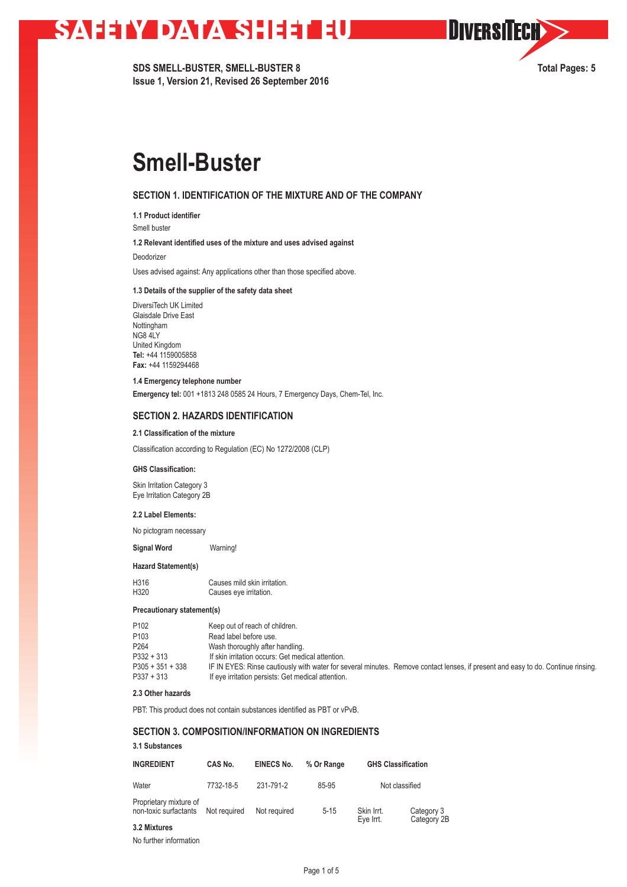SAFETY DATA SHEET EU

**SDS SMELL-BUSTER, SMELL-BUSTER 8**
**Issue 1, Version 21, Revised 26 September 2016**

**Total Pages: 5**

# Smell-Buster

## SECTION 1. IDENTIFICATION OF THE MIXTURE AND OF THE COMPANY

**1.1 Product identifier**

Smell buster

**1.2 Relevant identified uses of the mixture and uses advised against**

Deodorizer

Uses advised against: Any applications other than those specified above.

**1.3 Details of the supplier of the safety data sheet**

DiversiTech UK Limited
Glaisdale Drive East
Nottingham
NG8 4LY
United Kingdom
**Tel:** +44 1159005858
**Fax:** +44 1159294468

**1.4 Emergency telephone number**

**Emergency tel:** 001 +1813 248 0585 24 Hours, 7 Emergency Days, Chem-Tel, Inc.

## SECTION 2. HAZARDS IDENTIFICATION

**2.1 Classification of the mixture**

Classification according to Regulation (EC) No 1272/2008 (CLP)

**GHS Classification:**

Skin Irritation Category 3
Eye Irritation Category 2B

**2.2 Label Elements:**

No pictogram necessary

**Signal Word** Warning!

**Hazard Statement(s)**

| | |
|---|---|
| H316 | Causes mild skin irritation. |
| H320 | Causes eye irritation. |

**Precautionary statement(s)**

| | |
|---|---|
| P102 | Keep out of reach of children. |
| P103 | Read label before use. |
| P264 | Wash thoroughly after handling. |
| P332 + 313 | If skin irritation occurs: Get medical attention. |
| P305 + 351 + 338 | IF IN EYES: Rinse cautiously with water for several minutes. Remove contact lenses, if present and easy to do. Continue rinsing. |
| P337 + 313 | If eye irritation persists: Get medical attention. |

**2.3 Other hazards**

PBT: This product does not contain substances identified as PBT or vPvB.

## SECTION 3. COMPOSITION/INFORMATION ON INGREDIENTS

**3.1 Substances**

| INGREDIENT | CAS No. | EINECS No. | % Or Range | GHS Classification | |
|---|---|---|---|---|---|
| Water | 7732-18-5 | 231-791-2 | 85-95 | Not classified | |
| Proprietary mixture of non-toxic surfactants | Not required | Not required | 5-15 | Skin Irrt.<br>Eye Irrt. | Category 3<br>Category 2B |

**3.2 Mixtures**

No further information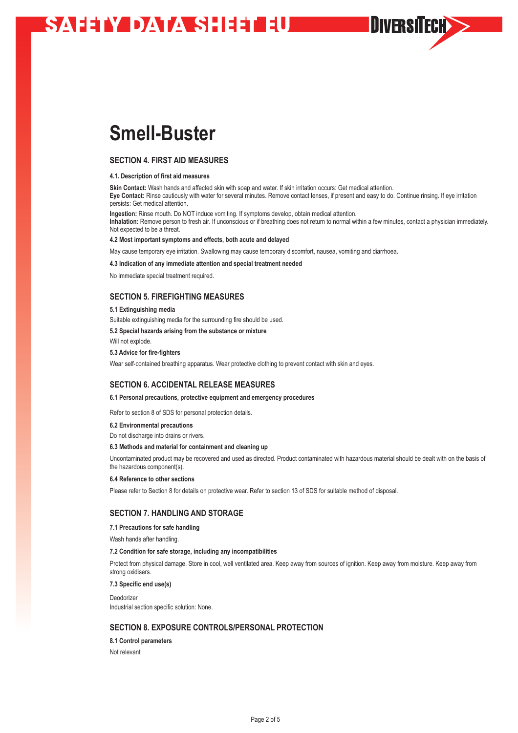# Smell-Buster

## SECTION 4. FIRST AID MEASURES

### 4.1. Description of first aid measures

**Skin Contact:** Wash hands and affected skin with soap and water. If skin irritation occurs: Get medical attention.
**Eye Contact:** Rinse cautiously with water for several minutes. Remove contact lenses, if present and easy to do. Continue rinsing. If eye irritation persists: Get medical attention.

**Ingestion:** Rinse mouth. Do NOT induce vomiting. If symptoms develop, obtain medical attention.
**Inhalation:** Remove person to fresh air. If unconscious or if breathing does not return to normal within a few minutes, contact a physician immediately. Not expected to be a threat.

### 4.2 Most important symptoms and effects, both acute and delayed

May cause temporary eye irritation. Swallowing may cause temporary discomfort, nausea, vomiting and diarrhoea.

### 4.3 Indication of any immediate attention and special treatment needed

No immediate special treatment required.

## SECTION 5. FIREFIGHTING MEASURES

### 5.1 Extinguishing media

Suitable extinguishing media for the surrounding fire should be used.

### 5.2 Special hazards arising from the substance or mixture

Will not explode.

### 5.3 Advice for fire-fighters

Wear self-contained breathing apparatus. Wear protective clothing to prevent contact with skin and eyes.

## SECTION 6. ACCIDENTAL RELEASE MEASURES

### 6.1 Personal precautions, protective equipment and emergency procedures

Refer to section 8 of SDS for personal protection details.

### 6.2 Environmental precautions

Do not discharge into drains or rivers.

### 6.3 Methods and material for containment and cleaning up

Uncontaminated product may be recovered and used as directed. Product contaminated with hazardous material should be dealt with on the basis of the hazardous component(s).

### 6.4 Reference to other sections

Please refer to Section 8 for details on protective wear. Refer to section 13 of SDS for suitable method of disposal.

## SECTION 7. HANDLING AND STORAGE

### 7.1 Precautions for safe handling

Wash hands after handling.

### 7.2 Condition for safe storage, including any incompatibilities

Protect from physical damage. Store in cool, well ventilated area. Keep away from sources of ignition. Keep away from moisture. Keep away from strong oxidisers.

### 7.3 Specific end use(s)

Deodorizer
Industrial section specific solution: None.

## SECTION 8. EXPOSURE CONTROLS/PERSONAL PROTECTION

### 8.1 Control parameters

Not relevant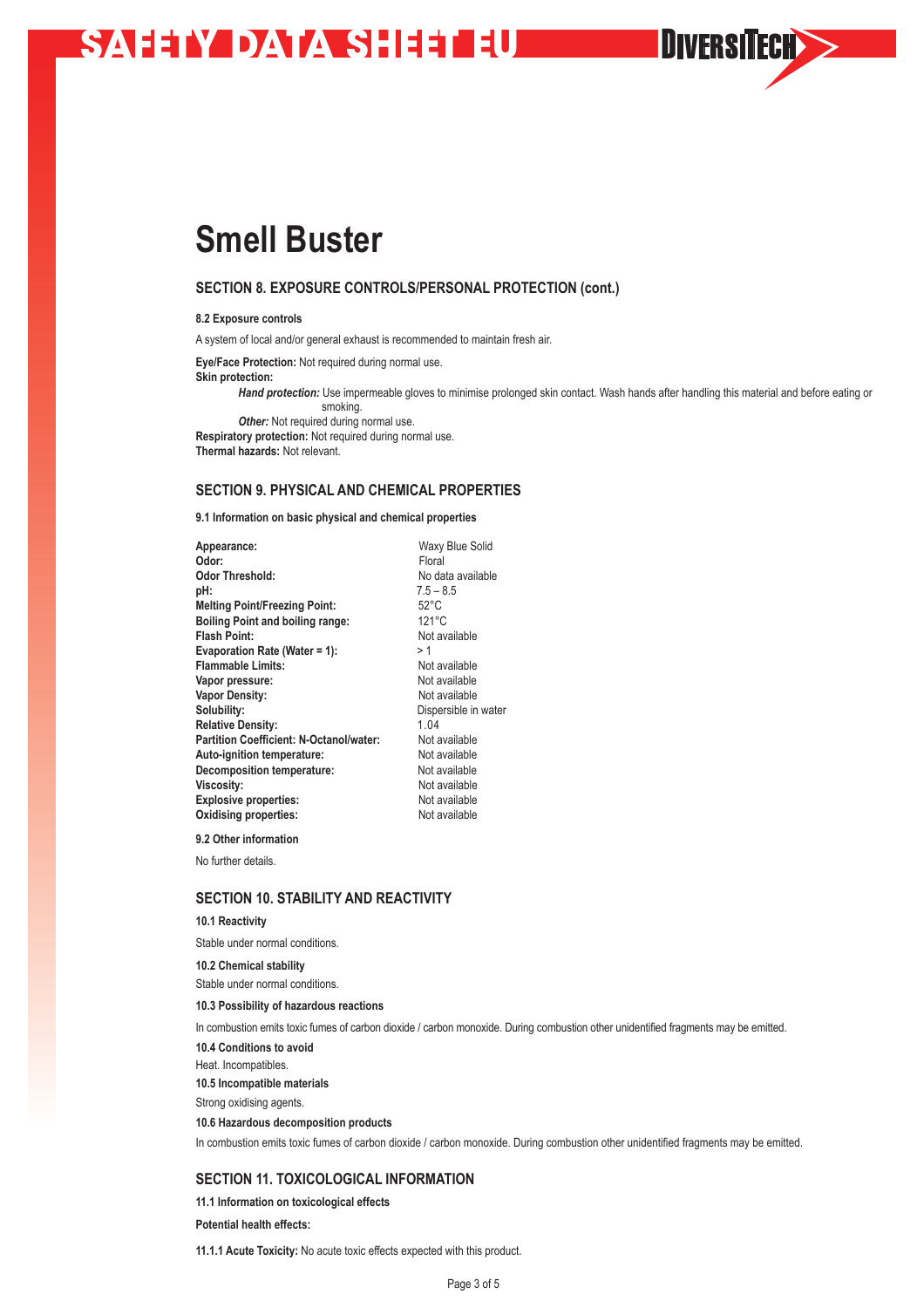# Smell Buster

## SECTION 8. EXPOSURE CONTROLS/PERSONAL PROTECTION (cont.)

### 8.2 Exposure controls

A system of local and/or general exhaust is recommended to maintain fresh air.

**Eye/Face Protection:** Not required during normal use.
**Skin protection:**
***Hand protection:*** Use impermeable gloves to minimise prolonged skin contact. Wash hands after handling this material and before eating or smoking.
***Other:*** Not required during normal use.
**Respiratory protection:** Not required during normal use.
**Thermal hazards:** Not relevant.

## SECTION 9. PHYSICAL AND CHEMICAL PROPERTIES

### 9.1 Information on basic physical and chemical properties

| | |
|---|---|
| **Appearance:** | Waxy Blue Solid |
| **Odor:** | Floral |
| **Odor Threshold:** | No data available |
| **pH:** | 7.5 – 8.5 |
| **Melting Point/Freezing Point:** | 52°C |
| **Boiling Point and boiling range:** | 121°C |
| **Flash Point:** | Not available |
| **Evaporation Rate (Water = 1):** | > 1 |
| **Flammable Limits:** | Not available |
| **Vapor pressure:** | Not available |
| **Vapor Density:** | Not available |
| **Solubility:** | Dispersible in water |
| **Relative Density:** | 1.04 |
| **Partition Coefficient: N-Octanol/water:** | Not available |
| **Auto-ignition temperature:** | Not available |
| **Decomposition temperature:** | Not available |
| **Viscosity:** | Not available |
| **Explosive properties:** | Not available |
| **Oxidising properties:** | Not available |

### 9.2 Other information

No further details.

## SECTION 10. STABILITY AND REACTIVITY

### 10.1 Reactivity

Stable under normal conditions.

### 10.2 Chemical stability

Stable under normal conditions.

### 10.3 Possibility of hazardous reactions

In combustion emits toxic fumes of carbon dioxide / carbon monoxide. During combustion other unidentified fragments may be emitted.

### 10.4 Conditions to avoid

Heat. Incompatibles.

### 10.5 Incompatible materials

Strong oxidising agents.

### 10.6 Hazardous decomposition products

In combustion emits toxic fumes of carbon dioxide / carbon monoxide. During combustion other unidentified fragments may be emitted.

## SECTION 11. TOXICOLOGICAL INFORMATION

### 11.1 Information on toxicological effects

**Potential health effects:**

**11.1.1 Acute Toxicity:** No acute toxic effects expected with this product.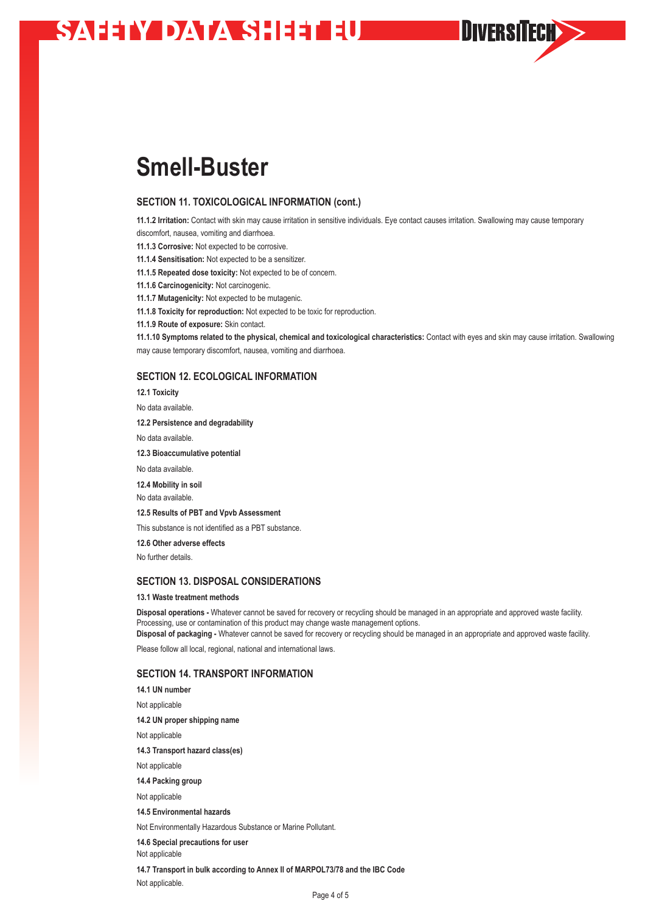# Smell-Buster

## SECTION 11. TOXICOLOGICAL INFORMATION (cont.)

**11.1.2 Irritation:** Contact with skin may cause irritation in sensitive individuals. Eye contact causes irritation. Swallowing may cause temporary discomfort, nausea, vomiting and diarrhoea.

**11.1.3 Corrosive:** Not expected to be corrosive.

**11.1.4 Sensitisation:** Not expected to be a sensitizer.

**11.1.5 Repeated dose toxicity:** Not expected to be of concern.

**11.1.6 Carcinogenicity:** Not carcinogenic.

**11.1.7 Mutagenicity:** Not expected to be mutagenic.

**11.1.8 Toxicity for reproduction:** Not expected to be toxic for reproduction.

**11.1.9 Route of exposure:** Skin contact.

**11.1.10 Symptoms related to the physical, chemical and toxicological characteristics:** Contact with eyes and skin may cause irritation. Swallowing may cause temporary discomfort, nausea, vomiting and diarrhoea.

## SECTION 12. ECOLOGICAL INFORMATION

**12.1 Toxicity**

No data available.

**12.2 Persistence and degradability**

No data available.

**12.3 Bioaccumulative potential**

No data available.

**12.4 Mobility in soil**

No data available.

**12.5 Results of PBT and Vpvb Assessment**

This substance is not identified as a PBT substance.

**12.6 Other adverse effects**

No further details.

## SECTION 13. DISPOSAL CONSIDERATIONS

**13.1 Waste treatment methods**

**Disposal operations -** Whatever cannot be saved for recovery or recycling should be managed in an appropriate and approved waste facility. Processing, use or contamination of this product may change waste management options.

**Disposal of packaging -** Whatever cannot be saved for recovery or recycling should be managed in an appropriate and approved waste facility.

Please follow all local, regional, national and international laws.

## SECTION 14. TRANSPORT INFORMATION

**14.1 UN number**

Not applicable

**14.2 UN proper shipping name**

Not applicable

**14.3 Transport hazard class(es)**

Not applicable

**14.4 Packing group**

Not applicable

**14.5 Environmental hazards**

Not Environmentally Hazardous Substance or Marine Pollutant.

**14.6 Special precautions for user**

Not applicable

**14.7 Transport in bulk according to Annex II of MARPOL73/78 and the IBC Code**

Not applicable.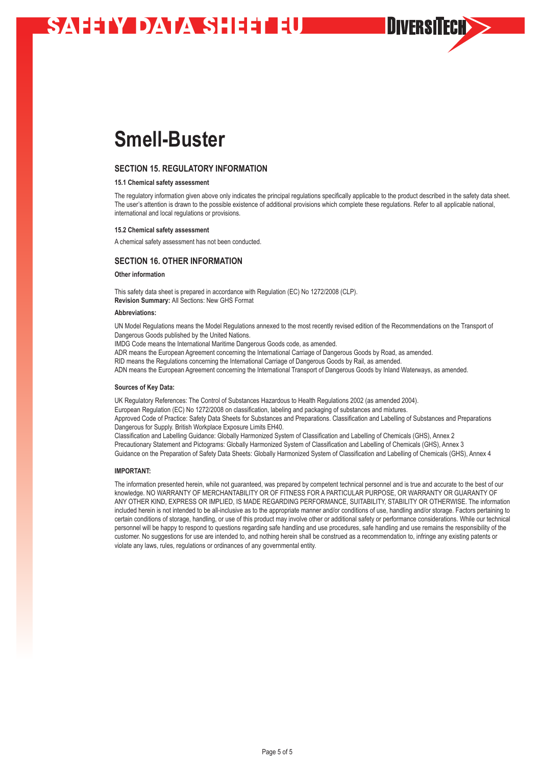# Smell-Buster

## SECTION 15. REGULATORY INFORMATION

### 15.1 Chemical safety assessment

The regulatory information given above only indicates the principal regulations specifically applicable to the product described in the safety data sheet. The user's attention is drawn to the possible existence of additional provisions which complete these regulations. Refer to all applicable national, international and local regulations or provisions.

### 15.2 Chemical safety assessment

A chemical safety assessment has not been conducted.

## SECTION 16. OTHER INFORMATION

### Other information

This safety data sheet is prepared in accordance with Regulation (EC) No 1272/2008 (CLP).
**Revision Summary:** All Sections: New GHS Format

### Abbreviations:

UN Model Regulations means the Model Regulations annexed to the most recently revised edition of the Recommendations on the Transport of Dangerous Goods published by the United Nations.
IMDG Code means the International Maritime Dangerous Goods code, as amended.
ADR means the European Agreement concerning the International Carriage of Dangerous Goods by Road, as amended.
RID means the Regulations concerning the International Carriage of Dangerous Goods by Rail, as amended.
ADN means the European Agreement concerning the International Transport of Dangerous Goods by Inland Waterways, as amended.

### Sources of Key Data:

UK Regulatory References: The Control of Substances Hazardous to Health Regulations 2002 (as amended 2004).
European Regulation (EC) No 1272/2008 on classification, labeling and packaging of substances and mixtures.
Approved Code of Practice: Safety Data Sheets for Substances and Preparations. Classification and Labelling of Substances and Preparations Dangerous for Supply. British Workplace Exposure Limits EH40.
Classification and Labelling Guidance: Globally Harmonized System of Classification and Labelling of Chemicals (GHS), Annex 2
Precautionary Statement and Pictograms: Globally Harmonized System of Classification and Labelling of Chemicals (GHS), Annex 3
Guidance on the Preparation of Safety Data Sheets: Globally Harmonized System of Classification and Labelling of Chemicals (GHS), Annex 4

### IMPORTANT:

The information presented herein, while not guaranteed, was prepared by competent technical personnel and is true and accurate to the best of our knowledge. NO WARRANTY OF MERCHANTABILITY OR OF FITNESS FOR A PARTICULAR PURPOSE, OR WARRANTY OR GUARANTY OF ANY OTHER KIND, EXPRESS OR IMPLIED, IS MADE REGARDING PERFORMANCE, SUITABILITY, STABILITY OR OTHERWISE. The information included herein is not intended to be all-inclusive as to the appropriate manner and/or conditions of use, handling and/or storage. Factors pertaining to certain conditions of storage, handling, or use of this product may involve other or additional safety or performance considerations. While our technical personnel will be happy to respond to questions regarding safe handling and use procedures, safe handling and use remains the responsibility of the customer. No suggestions for use are intended to, and nothing herein shall be construed as a recommendation to, infringe any existing patents or violate any laws, rules, regulations or ordinances of any governmental entity.